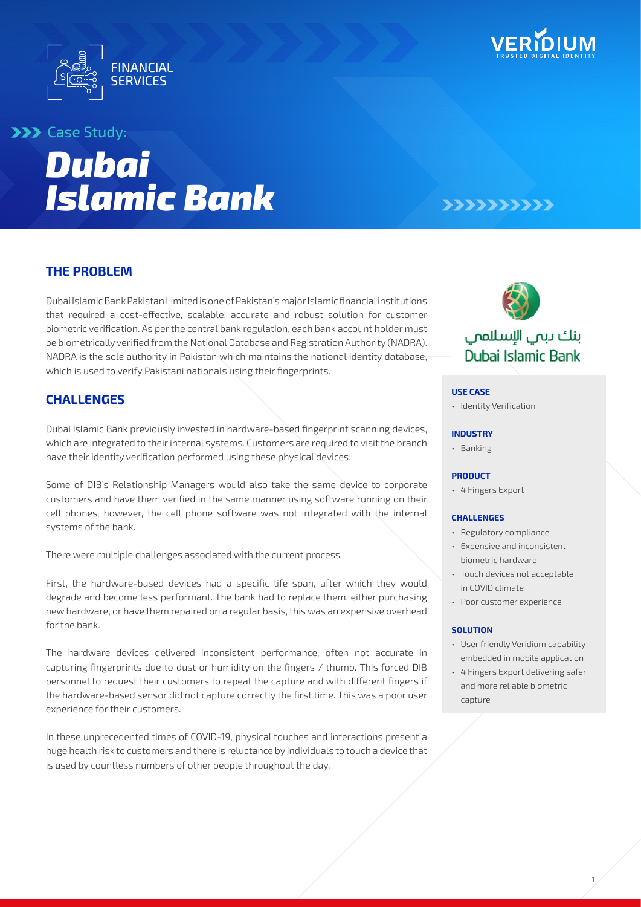FINANCIAL SERVICES

VERIDIUM
TRUSTED DIGITAL IDENTITY

Case Study:

# *Dubai Islamic Bank*

## THE PROBLEM

Dubai Islamic Bank Pakistan Limited is one of Pakistan's major Islamic financial institutions that required a cost-effective, scalable, accurate and robust solution for customer biometric verification. As per the central bank regulation, each bank account holder must be biometrically verified from the National Database and Registration Authority (NADRA). NADRA is the sole authority in Pakistan which maintains the national identity database, which is used to verify Pakistani nationals using their fingerprints.

## CHALLENGES

Dubai Islamic Bank previously invested in hardware-based fingerprint scanning devices, which are integrated to their internal systems. Customers are required to visit the branch have their identity verification performed using these physical devices.

Some of DIB's Relationship Managers would also take the same device to corporate customers and have them verified in the same manner using software running on their cell phones, however, the cell phone software was not integrated with the internal systems of the bank.

There were multiple challenges associated with the current process.

First, the hardware-based devices had a specific life span, after which they would degrade and become less performant. The bank had to replace them, either purchasing new hardware, or have them repaired on a regular basis, this was an expensive overhead for the bank.

The hardware devices delivered inconsistent performance, often not accurate in capturing fingerprints due to dust or humidity on the fingers / thumb. This forced DIB personnel to request their customers to repeat the capture and with different fingers if the hardware-based sensor did not capture correctly the first time. This was a poor user experience for their customers.

In these unprecedented times of COVID-19, physical touches and interactions present a huge health risk to customers and there is reluctance by individuals to touch a device that is used by countless numbers of other people throughout the day.

بنك دبي الإسلامي
Dubai Islamic Bank

**USE CASE**

- Identity Verification

**INDUSTRY**

- Banking

**PRODUCT**

- 4 Fingers Export

**CHALLENGES**

- Regulatory compliance
- Expensive and inconsistent biometric hardware
- Touch devices not acceptable in COVID climate
- Poor customer experience

**SOLUTION**

- User friendly Veridium capability embedded in mobile application
- 4 Fingers Export delivering safer and more reliable biometric capture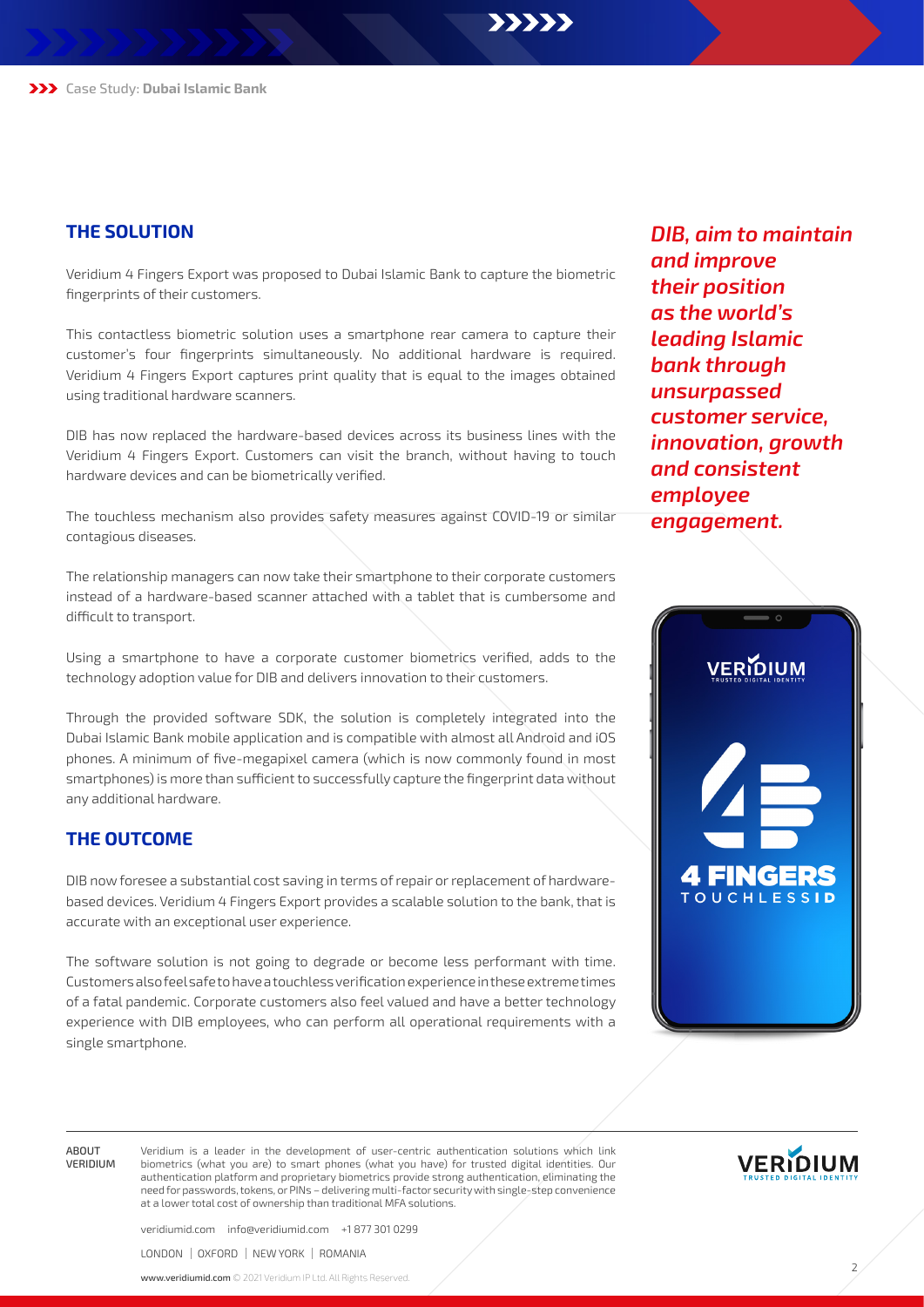## THE SOLUTION

Veridium 4 Fingers Export was proposed to Dubai Islamic Bank to capture the biometric fingerprints of their customers.

This contactless biometric solution uses a smartphone rear camera to capture their customer's four fingerprints simultaneously. No additional hardware is required. Veridium 4 Fingers Export captures print quality that is equal to the images obtained using traditional hardware scanners.

DIB has now replaced the hardware-based devices across its business lines with the Veridium 4 Fingers Export. Customers can visit the branch, without having to touch hardware devices and can be biometrically verified.

The touchless mechanism also provides safety measures against COVID-19 or similar contagious diseases.

The relationship managers can now take their smartphone to their corporate customers instead of a hardware-based scanner attached with a tablet that is cumbersome and difficult to transport.

Using a smartphone to have a corporate customer biometrics verified, adds to the technology adoption value for DIB and delivers innovation to their customers.

Through the provided software SDK, the solution is completely integrated into the Dubai Islamic Bank mobile application and is compatible with almost all Android and iOS phones. A minimum of five-megapixel camera (which is now commonly found in most smartphones) is more than sufficient to successfully capture the fingerprint data without any additional hardware.

## THE OUTCOME

DIB now foresee a substantial cost saving in terms of repair or replacement of hardware-based devices. Veridium 4 Fingers Export provides a scalable solution to the bank, that is accurate with an exceptional user experience.

The software solution is not going to degrade or become less performant with time. Customers also feel safe to have a touchless verification experience in these extreme times of a fatal pandemic. Corporate customers also feel valued and have a better technology experience with DIB employees, who can perform all operational requirements with a single smartphone.

***DIB, aim to maintain and improve their position as the world's leading Islamic bank through unsurpassed customer service, innovation, growth and consistent employee engagement.***

ABOUT VERIDIUM

Veridium is a leader in the development of user-centric authentication solutions which link biometrics (what you are) to smart phones (what you have) for trusted digital identities. Our authentication platform and proprietary biometrics provide strong authentication, eliminating the need for passwords, tokens, or PINs – delivering multi-factor security with single-step convenience at a lower total cost of ownership than traditional MFA solutions.

veridiumid.com info@veridiumid.com +1 877 301 0299

LONDON | OXFORD | NEW YORK | ROMANIA

www.veridiumid.com © 2021 Veridium IP Ltd. All Rights Reserved.